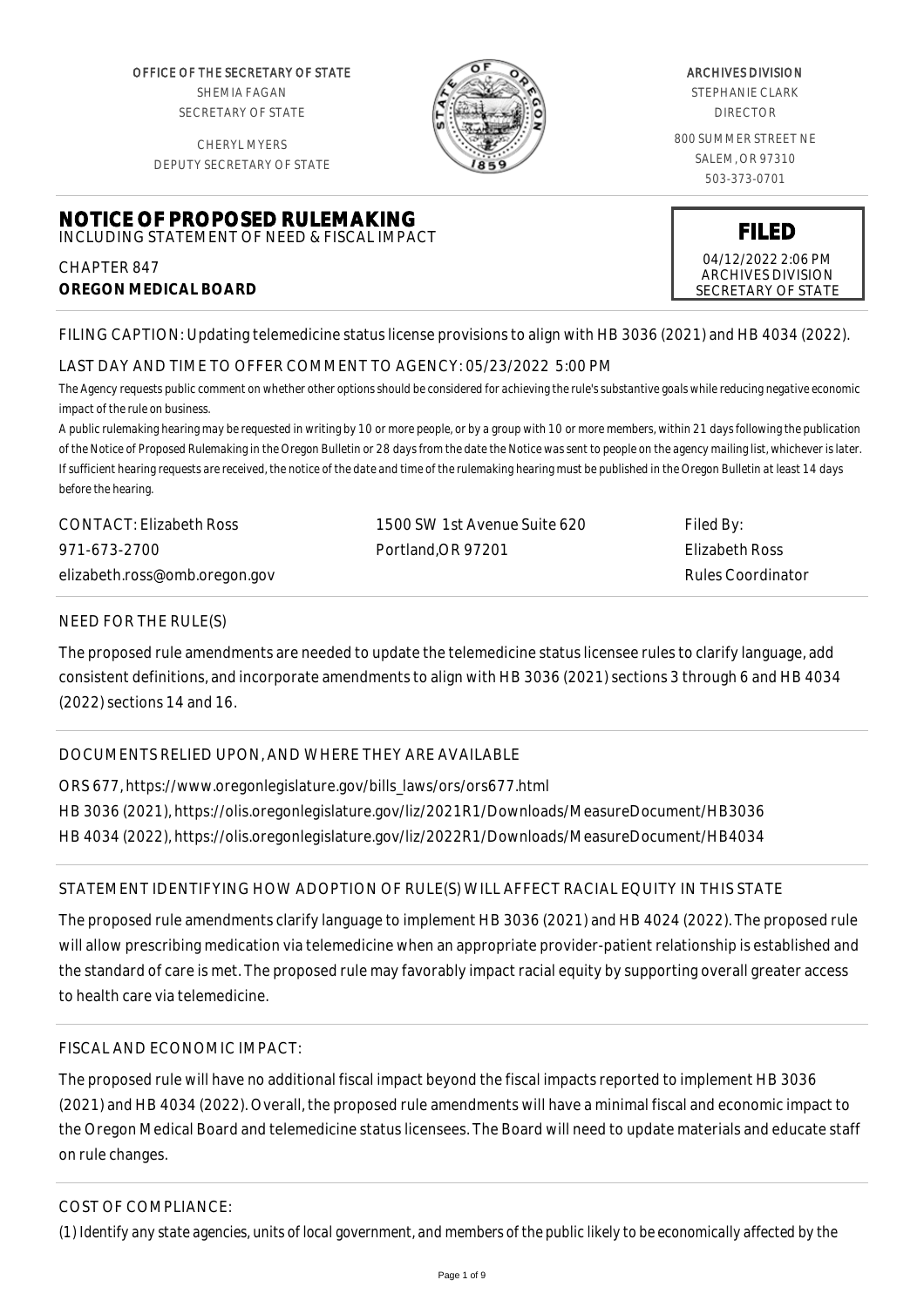OFFICE OF THE SECRETARY OF STATE
SHEMIA FAGAN
SECRETARY OF STATE

CHERYL MYERS
DEPUTY SECRETARY OF STATE

ARCHIVES DIVISION
STEPHANIE CLARK
DIRECTOR

800 SUMMER STREET NE
SALEM, OR 97310
503-373-0701

# NOTICE OF PROPOSED RULEMAKING
INCLUDING STATEMENT OF NEED & FISCAL IMPACT

CHAPTER 847
**OREGON MEDICAL BOARD**

**FILED**
04/12/2022 2:06 PM
ARCHIVES DIVISION
SECRETARY OF STATE

FILING CAPTION: Updating telemedicine status license provisions to align with HB 3036 (2021) and HB 4034 (2022).

LAST DAY AND TIME TO OFFER COMMENT TO AGENCY: 05/23/2022 5:00 PM

*The Agency requests public comment on whether other options should be considered for achieving the rule's substantive goals while reducing negative economic impact of the rule on business.*

*A public rulemaking hearing may be requested in writing by 10 or more people, or by a group with 10 or more members, within 21 days following the publication of the Notice of Proposed Rulemaking in the Oregon Bulletin or 28 days from the date the Notice was sent to people on the agency mailing list, whichever is later. If sufficient hearing requests are received, the notice of the date and time of the rulemaking hearing must be published in the Oregon Bulletin at least 14 days before the hearing.*

| CONTACT: Elizabeth Ross | 1500 SW 1st Avenue Suite 620 | Filed By: |
| --- | --- | --- |
| 971-673-2700 | Portland,OR 97201 | Elizabeth Ross |
| elizabeth.ross@omb.oregon.gov | | Rules Coordinator |

## NEED FOR THE RULE(S)

The proposed rule amendments are needed to update the telemedicine status licensee rules to clarify language, add consistent definitions, and incorporate amendments to align with HB 3036 (2021) sections 3 through 6 and HB 4034 (2022) sections 14 and 16.

## DOCUMENTS RELIED UPON, AND WHERE THEY ARE AVAILABLE

ORS 677, https://www.oregonlegislature.gov/bills_laws/ors/ors677.html
HB 3036 (2021), https://olis.oregonlegislature.gov/liz/2021R1/Downloads/MeasureDocument/HB3036
HB 4034 (2022), https://olis.oregonlegislature.gov/liz/2022R1/Downloads/MeasureDocument/HB4034

## STATEMENT IDENTIFYING HOW ADOPTION OF RULE(S) WILL AFFECT RACIAL EQUITY IN THIS STATE

The proposed rule amendments clarify language to implement HB 3036 (2021) and HB 4024 (2022). The proposed rule will allow prescribing medication via telemedicine when an appropriate provider-patient relationship is established and the standard of care is met. The proposed rule may favorably impact racial equity by supporting overall greater access to health care via telemedicine.

## FISCAL AND ECONOMIC IMPACT:

The proposed rule will have no additional fiscal impact beyond the fiscal impacts reported to implement HB 3036 (2021) and HB 4034 (2022). Overall, the proposed rule amendments will have a minimal fiscal and economic impact to the Oregon Medical Board and telemedicine status licensees. The Board will need to update materials and educate staff on rule changes.

## COST OF COMPLIANCE:

*(1) Identify any state agencies, units of local government, and members of the public likely to be economically affected by the*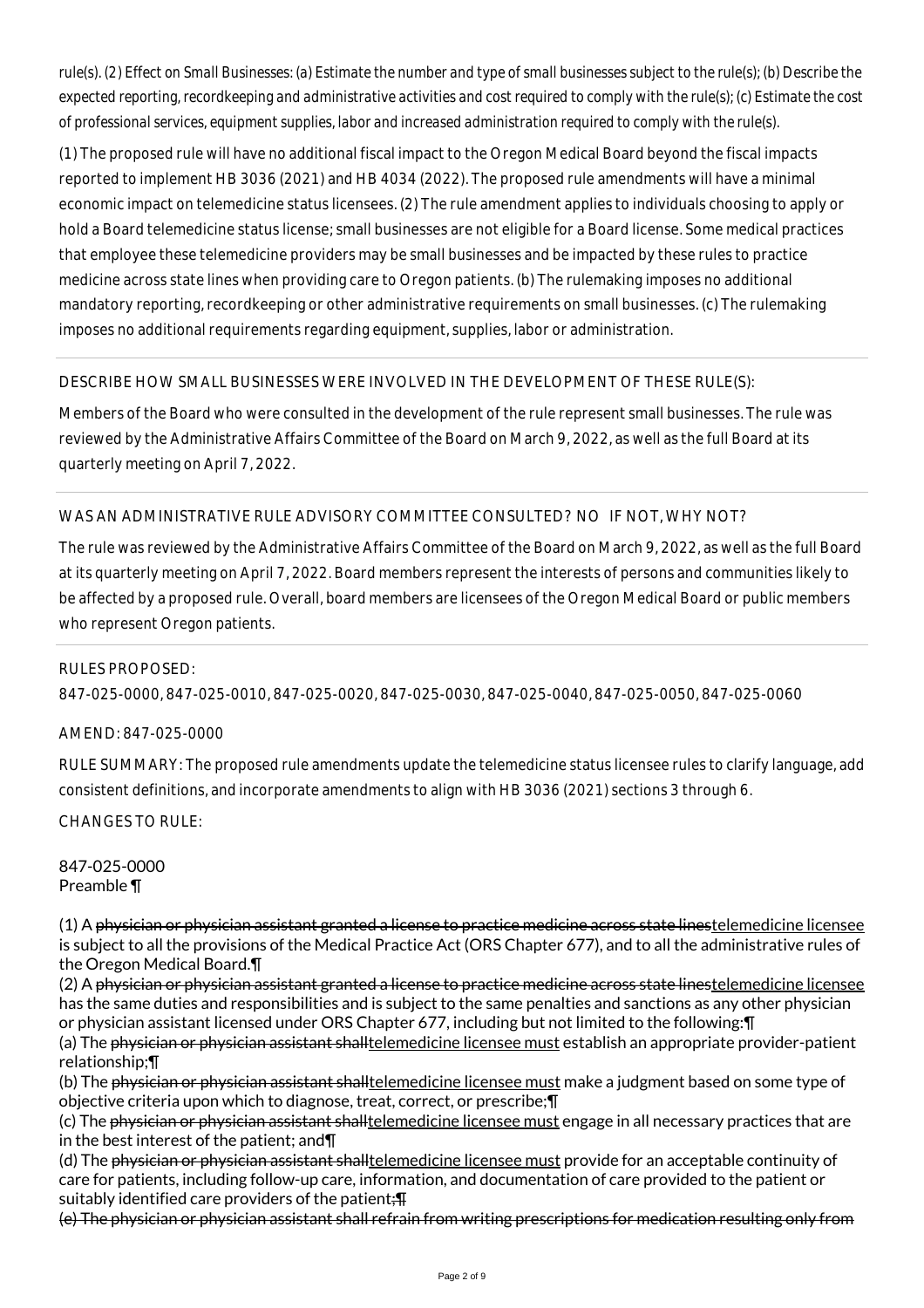rule(s). (2) Effect on Small Businesses: (a) Estimate the number and type of small businesses subject to the rule(s); (b) Describe the expected reporting, recordkeeping and administrative activities and cost required to comply with the rule(s); (c) Estimate the cost of professional services, equipment supplies, labor and increased administration required to comply with the rule(s).

(1) The proposed rule will have no additional fiscal impact to the Oregon Medical Board beyond the fiscal impacts reported to implement HB 3036 (2021) and HB 4034 (2022). The proposed rule amendments will have a minimal economic impact on telemedicine status licensees. (2) The rule amendment applies to individuals choosing to apply or hold a Board telemedicine status license; small businesses are not eligible for a Board license. Some medical practices that employee these telemedicine providers may be small businesses and be impacted by these rules to practice medicine across state lines when providing care to Oregon patients. (b) The rulemaking imposes no additional mandatory reporting, recordkeeping or other administrative requirements on small businesses. (c) The rulemaking imposes no additional requirements regarding equipment, supplies, labor or administration.

DESCRIBE HOW SMALL BUSINESSES WERE INVOLVED IN THE DEVELOPMENT OF THESE RULE(S):

Members of the Board who were consulted in the development of the rule represent small businesses. The rule was reviewed by the Administrative Affairs Committee of the Board on March 9, 2022, as well as the full Board at its quarterly meeting on April 7, 2022.

WAS AN ADMINISTRATIVE RULE ADVISORY COMMITTEE CONSULTED? NO IF NOT, WHY NOT?

The rule was reviewed by the Administrative Affairs Committee of the Board on March 9, 2022, as well as the full Board at its quarterly meeting on April 7, 2022. Board members represent the interests of persons and communities likely to be affected by a proposed rule. Overall, board members are licensees of the Oregon Medical Board or public members who represent Oregon patients.

RULES PROPOSED:

847-025-0000, 847-025-0010, 847-025-0020, 847-025-0030, 847-025-0040, 847-025-0050, 847-025-0060

AMEND: 847-025-0000

RULE SUMMARY: The proposed rule amendments update the telemedicine status licensee rules to clarify language, add consistent definitions, and incorporate amendments to align with HB 3036 (2021) sections 3 through 6.

CHANGES TO RULE:

847-025-0000
Preamble ¶

(1) A ~~physician or physician assistant granted a license to practice medicine across state lines~~telemedicine licensee is subject to all the provisions of the Medical Practice Act (ORS Chapter 677), and to all the administrative rules of the Oregon Medical Board.¶
(2) A ~~physician or physician assistant granted a license to practice medicine across state lines~~telemedicine licensee has the same duties and responsibilities and is subject to the same penalties and sanctions as any other physician or physician assistant licensed under ORS Chapter 677, including but not limited to the following:¶
(a) The ~~physician or physician assistant shall~~telemedicine licensee must establish an appropriate provider-patient relationship;¶
(b) The ~~physician or physician assistant shall~~telemedicine licensee must make a judgment based on some type of objective criteria upon which to diagnose, treat, correct, or prescribe;¶
(c) The ~~physician or physician assistant shall~~telemedicine licensee must engage in all necessary practices that are in the best interest of the patient; and¶
(d) The ~~physician or physician assistant shall~~telemedicine licensee must provide for an acceptable continuity of care for patients, including follow-up care, information, and documentation of care provided to the patient or suitably identified care providers of the patient~~;¶~~
~~(e) The physician or physician assistant shall refrain from writing prescriptions for medication resulting only from~~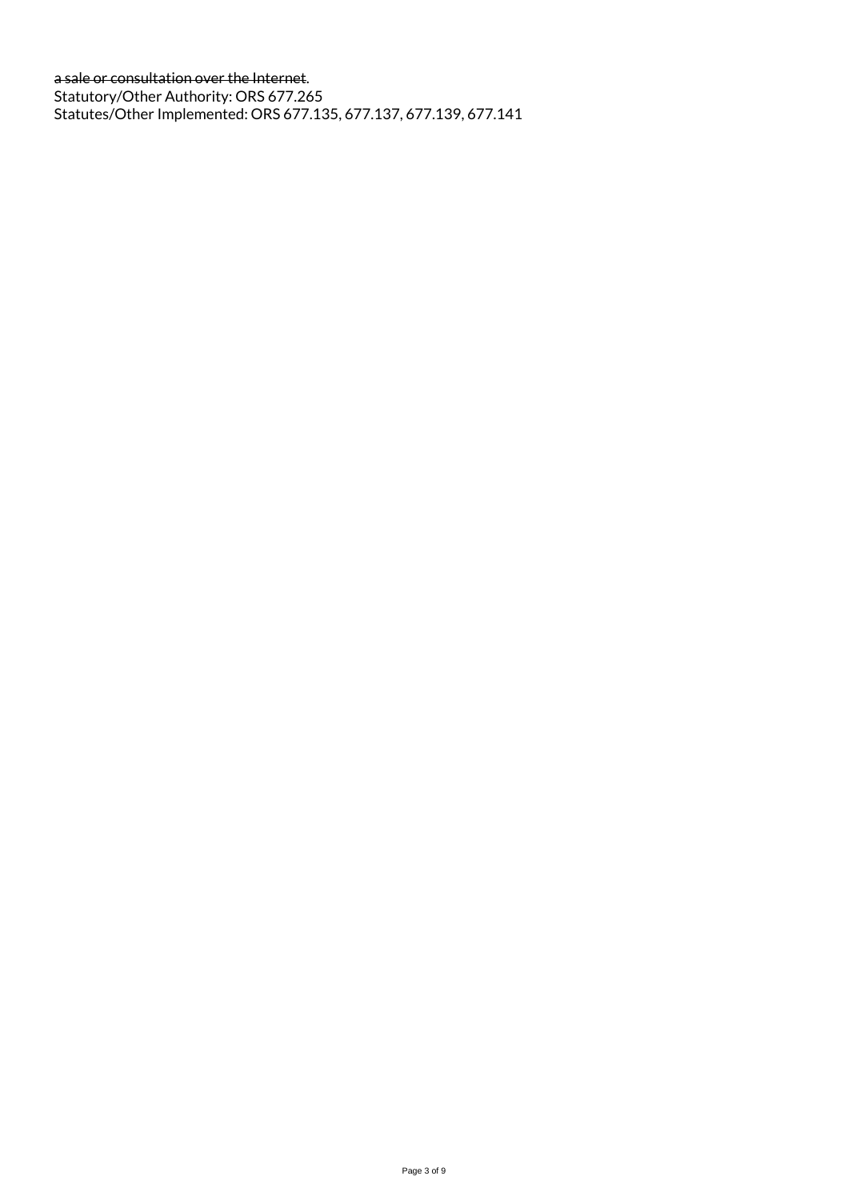~~a sale or consultation over the Internet~~.
Statutory/Other Authority: ORS 677.265
Statutes/Other Implemented: ORS 677.135, 677.137, 677.139, 677.141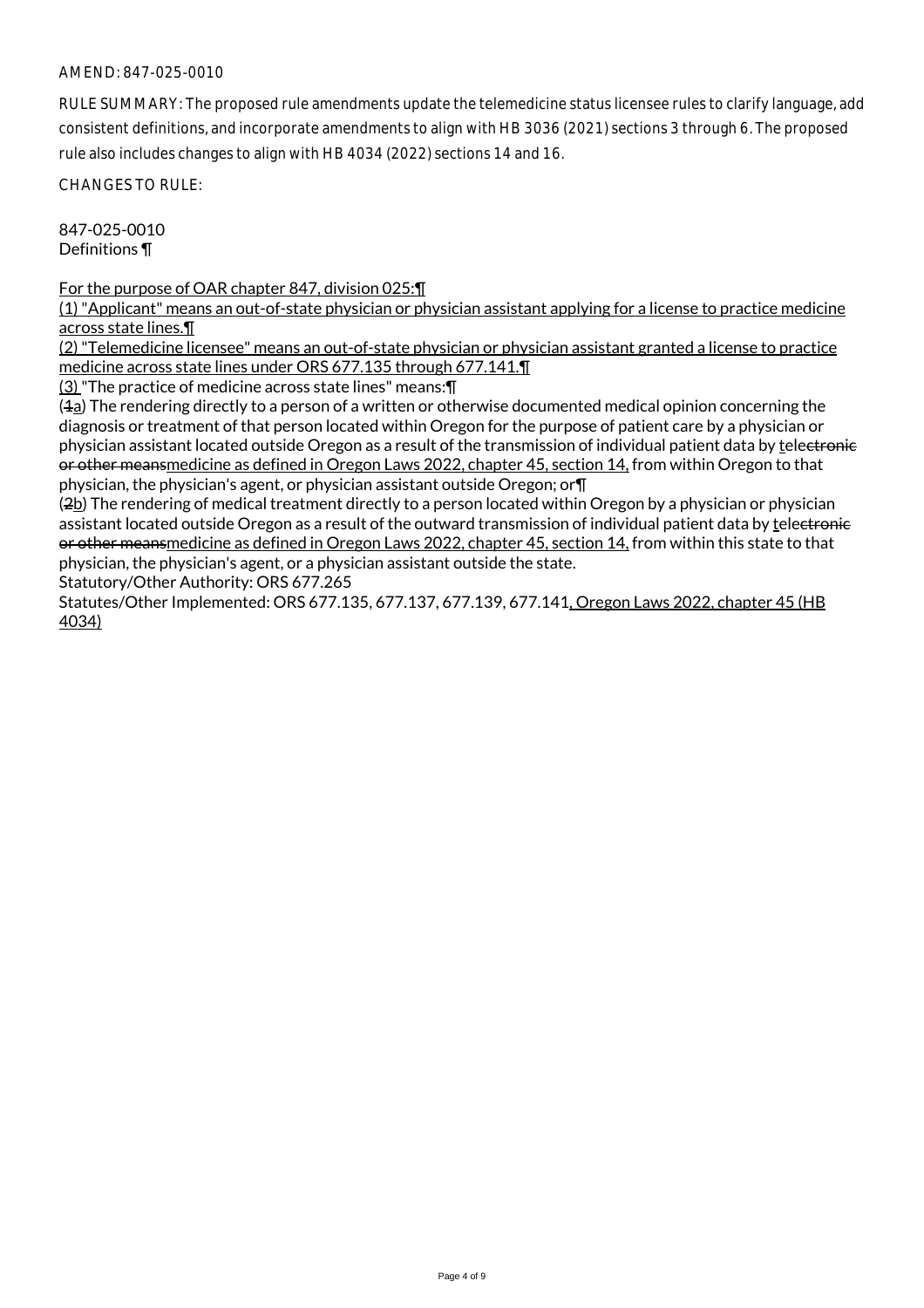AMEND: 847-025-0010

RULE SUMMARY: The proposed rule amendments update the telemedicine status licensee rules to clarify language, add consistent definitions, and incorporate amendments to align with HB 3036 (2021) sections 3 through 6. The proposed rule also includes changes to align with HB 4034 (2022) sections 14 and 16.

CHANGES TO RULE:

847-025-0010
Definitions ¶

For the purpose of OAR chapter 847, division 025:¶
(1) "Applicant" means an out-of-state physician or physician assistant applying for a license to practice medicine across state lines.¶
(2) "Telemedicine licensee" means an out-of-state physician or physician assistant granted a license to practice medicine across state lines under ORS 677.135 through 677.141.¶
(3) "The practice of medicine across state lines" means:¶
(1a) The rendering directly to a person of a written or otherwise documented medical opinion concerning the diagnosis or treatment of that person located within Oregon for the purpose of patient care by a physician or physician assistant located outside Oregon as a result of the transmission of individual patient data by telelectronic or other meansmedicine as defined in Oregon Laws 2022, chapter 45, section 14, from within Oregon to that physician, the physician's agent, or physician assistant outside Oregon; or¶
(2b) The rendering of medical treatment directly to a person located within Oregon by a physician or physician assistant located outside Oregon as a result of the outward transmission of individual patient data by telelectronic or other meansmedicine as defined in Oregon Laws 2022, chapter 45, section 14, from within this state to that physician, the physician's agent, or a physician assistant outside the state.
Statutory/Other Authority: ORS 677.265
Statutes/Other Implemented: ORS 677.135, 677.137, 677.139, 677.141, Oregon Laws 2022, chapter 45 (HB 4034)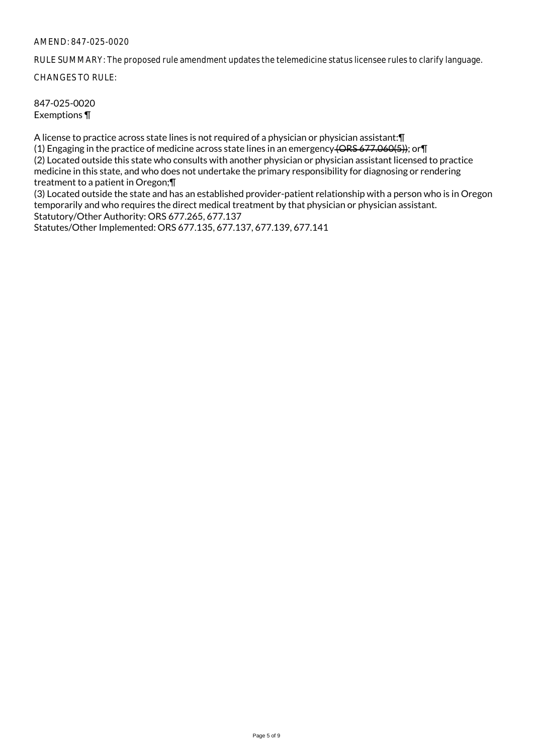AMEND: 847-025-0020

RULE SUMMARY: The proposed rule amendment updates the telemedicine status licensee rules to clarify language.

CHANGES TO RULE:

847-025-0020
Exemptions ¶

A license to practice across state lines is not required of a physician or physician assistant:¶
(1) Engaging in the practice of medicine across state lines in an emergency ~~(ORS 677.060(5))~~; or¶
(2) Located outside this state who consults with another physician or physician assistant licensed to practice medicine in this state, and who does not undertake the primary responsibility for diagnosing or rendering treatment to a patient in Oregon;¶
(3) Located outside the state and has an established provider-patient relationship with a person who is in Oregon temporarily and who requires the direct medical treatment by that physician or physician assistant.
Statutory/Other Authority: ORS 677.265, 677.137
Statutes/Other Implemented: ORS 677.135, 677.137, 677.139, 677.141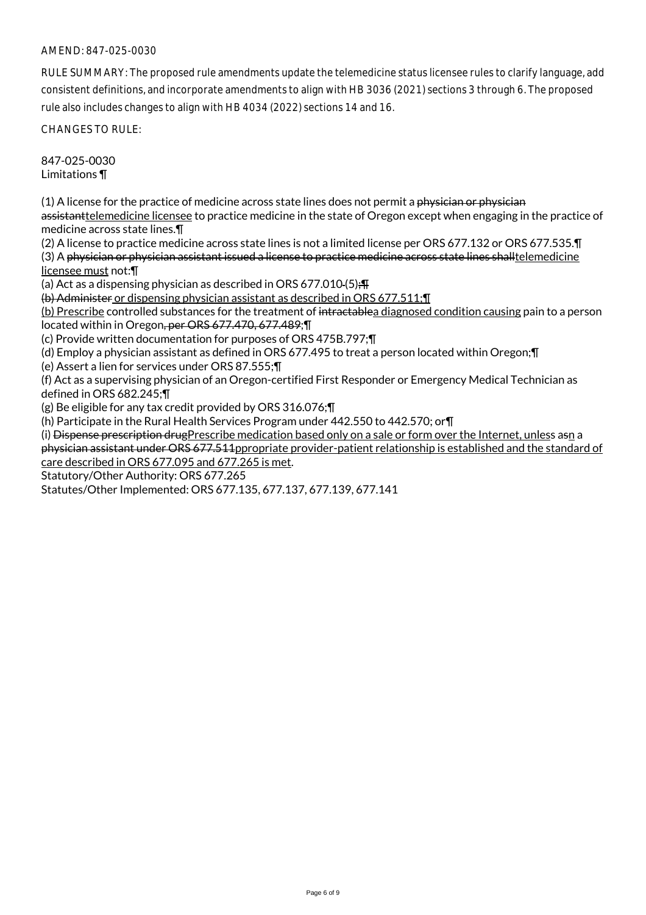AMEND: 847-025-0030

RULE SUMMARY: The proposed rule amendments update the telemedicine status licensee rules to clarify language, add consistent definitions, and incorporate amendments to align with HB 3036 (2021) sections 3 through 6. The proposed rule also includes changes to align with HB 4034 (2022) sections 14 and 16.

CHANGES TO RULE:

847-025-0030
Limitations ¶

(1) A license for the practice of medicine across state lines does not permit a ~~physician or physician assistant~~<u>telemedicine licensee</u> to practice medicine in the state of Oregon except when engaging in the practice of medicine across state lines.¶

(2) A license to practice medicine across state lines is not a limited license per ORS 677.132 or ORS 677.535.¶

(3) A ~~physician or physician assistant issued a license to practice medicine across state lines shall~~<u>telemedicine licensee must</u> not:¶

(a) Act as a dispensing physician as described in ORS 677.010~~ (5);¶~~

~~(b) Administer~~<u> or dispensing physician assistant as described in ORS 677.511;¶</u>

<u>(b) Prescribe</u> controlled substances for the treatment of ~~intractable~~<u>a diagnosed condition causing</u> pain to a person located within in Oregon~~, per ORS 677.470, 677.489;~~¶

(c) Provide written documentation for purposes of ORS 475B.797;¶

(d) Employ a physician assistant as defined in ORS 677.495 to treat a person located within Oregon;¶

(e) Assert a lien for services under ORS 87.555;¶

(f) Act as a supervising physician of an Oregon-certified First Responder or Emergency Medical Technician as defined in ORS 682.245;¶

(g) Be eligible for any tax credit provided by ORS 316.076;¶

(h) Participate in the Rural Health Services Program under 442.550 to 442.570; or¶

(i) ~~Dispense prescription drug~~<u>Prescribe medication based only on a sale or form over the Internet, unles</u>s a~~s~~<u>n</u> a ~~physician assistant under ORS 677.511~~<u>ppropriate provider-patient relationship is established and the standard of care described in ORS 677.095 and 677.265 is met</u>.

Statutory/Other Authority: ORS 677.265

Statutes/Other Implemented: ORS 677.135, 677.137, 677.139, 677.141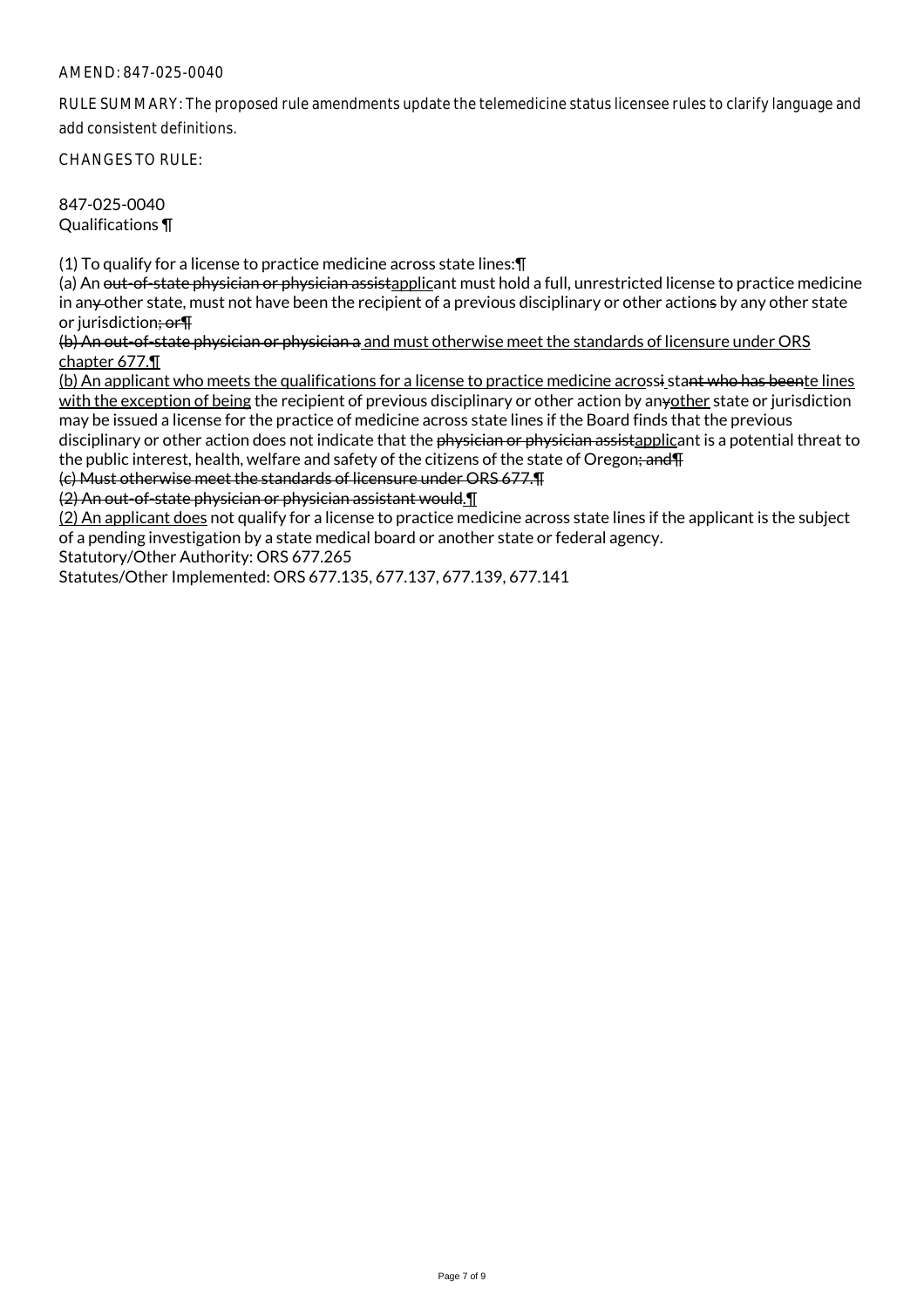AMEND: 847-025-0040

RULE SUMMARY: The proposed rule amendments update the telemedicine status licensee rules to clarify language and add consistent definitions.

CHANGES TO RULE:

847-025-0040
Qualifications ¶

(1) To qualify for a license to practice medicine across state lines:¶
(a) An ~~out-of-state physician or physician assist~~applicant must hold a full, unrestricted license to practice medicine in an~~y~~ other state, must not have been the recipient of a previous disciplinary or other action~~s~~ by any other state or jurisdiction~~; or¶~~
~~(b) An out-of-state physician or physician a~~ and must otherwise meet the standards of licensure under ORS chapter 677.¶
(b) An applicant who meets the qualifications for a license to practice medicine acros~~si~~s sta~~nt who has been~~te lines with the exception of being the recipient of previous disciplinary or other action by an~~y~~other state or jurisdiction may be issued a license for the practice of medicine across state lines if the Board finds that the previous disciplinary or other action does not indicate that the ~~physician or physician assist~~applicant is a potential threat to the public interest, health, welfare and safety of the citizens of the state of Oregon~~; and¶~~
~~(c) Must otherwise meet the standards of licensure under ORS 677.¶~~
~~(2) An out-of-state physician or physician assistant would~~.¶
(2) An applicant does not qualify for a license to practice medicine across state lines if the applicant is the subject of a pending investigation by a state medical board or another state or federal agency.
Statutory/Other Authority: ORS 677.265
Statutes/Other Implemented: ORS 677.135, 677.137, 677.139, 677.141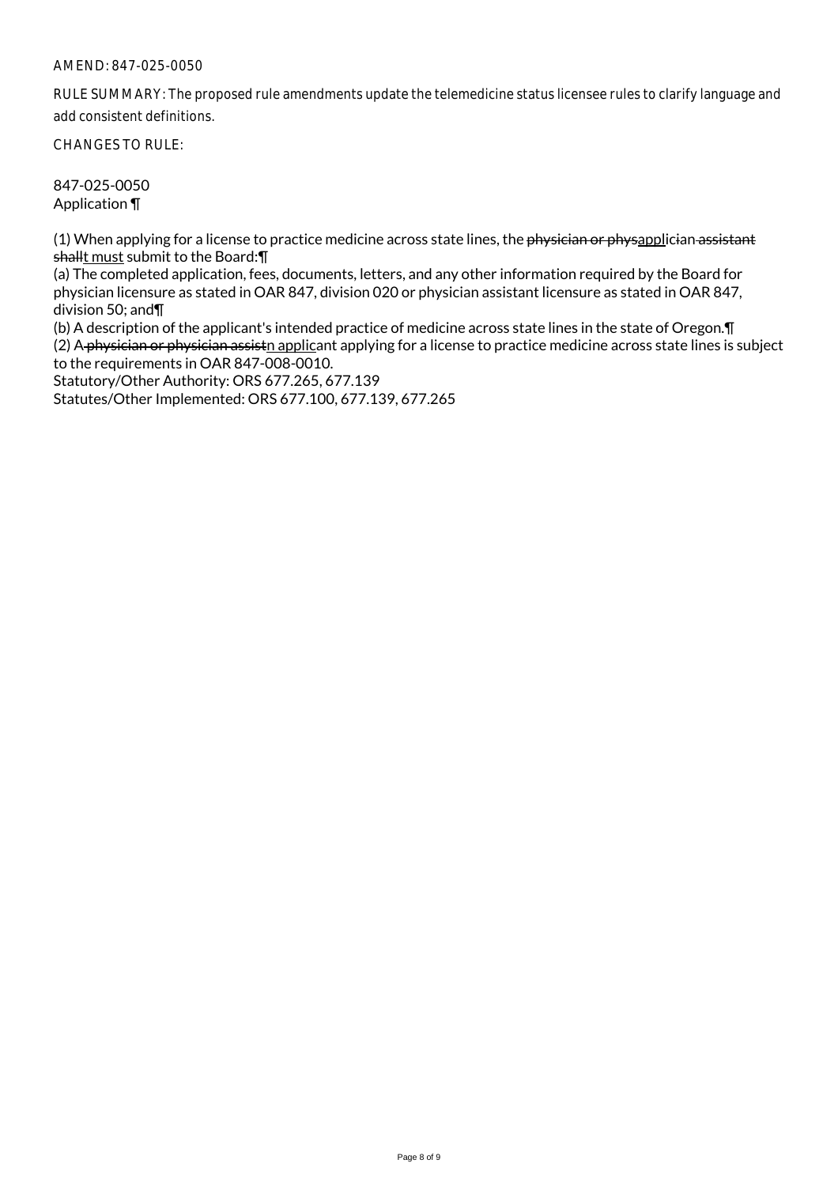AMEND: 847-025-0050

RULE SUMMARY: The proposed rule amendments update the telemedicine status licensee rules to clarify language and add consistent definitions.

CHANGES TO RULE:

847-025-0050
Application ¶

(1) When applying for a license to practice medicine across state lines, the ~~physician or phys~~<u>appl</u>ic~~ian assistant~~ ~~shall~~<u>t must</u> submit to the Board:¶
(a) The completed application, fees, documents, letters, and any other information required by the Board for physician licensure as stated in OAR 847, division 020 or physician assistant licensure as stated in OAR 847, division 50; and¶
(b) A description of the applicant's intended practice of medicine across state lines in the state of Oregon.¶
(2) A ~~physician or physician assist~~<u>n applic</u>ant applying for a license to practice medicine across state lines is subject to the requirements in OAR 847-008-0010.
Statutory/Other Authority: ORS 677.265, 677.139
Statutes/Other Implemented: ORS 677.100, 677.139, 677.265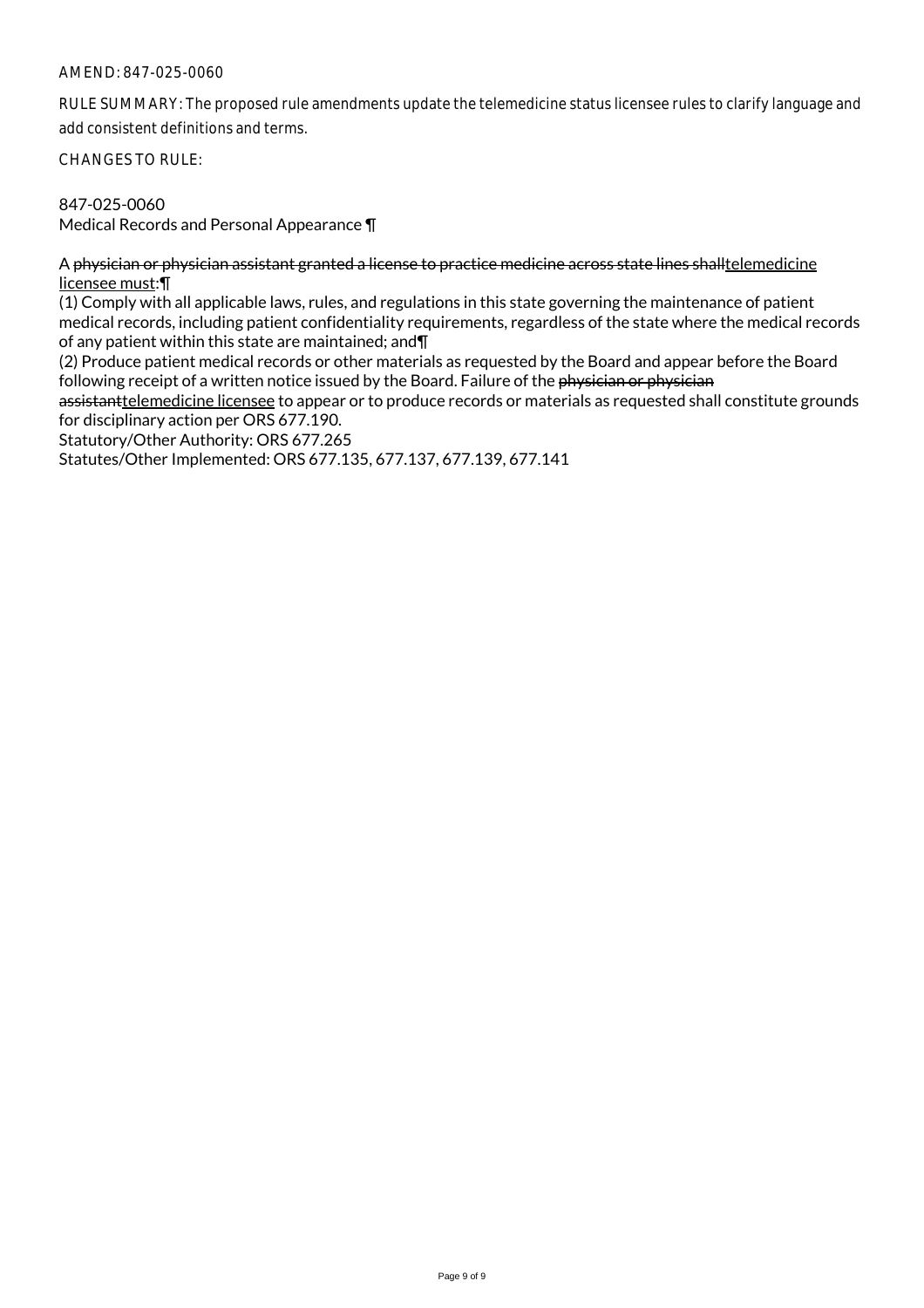AMEND: 847-025-0060

RULE SUMMARY: The proposed rule amendments update the telemedicine status licensee rules to clarify language and add consistent definitions and terms.

CHANGES TO RULE:

847-025-0060
Medical Records and Personal Appearance ¶

A ~~physician or physician assistant granted a license to practice medicine across state lines shall~~<u>telemedicine licensee must</u>:¶

(1) Comply with all applicable laws, rules, and regulations in this state governing the maintenance of patient medical records, including patient confidentiality requirements, regardless of the state where the medical records of any patient within this state are maintained; and¶

(2) Produce patient medical records or other materials as requested by the Board and appear before the Board following receipt of a written notice issued by the Board. Failure of the ~~physician or physician assistant~~<u>telemedicine licensee</u> to appear or to produce records or materials as requested shall constitute grounds for disciplinary action per ORS 677.190.

Statutory/Other Authority: ORS 677.265

Statutes/Other Implemented: ORS 677.135, 677.137, 677.139, 677.141